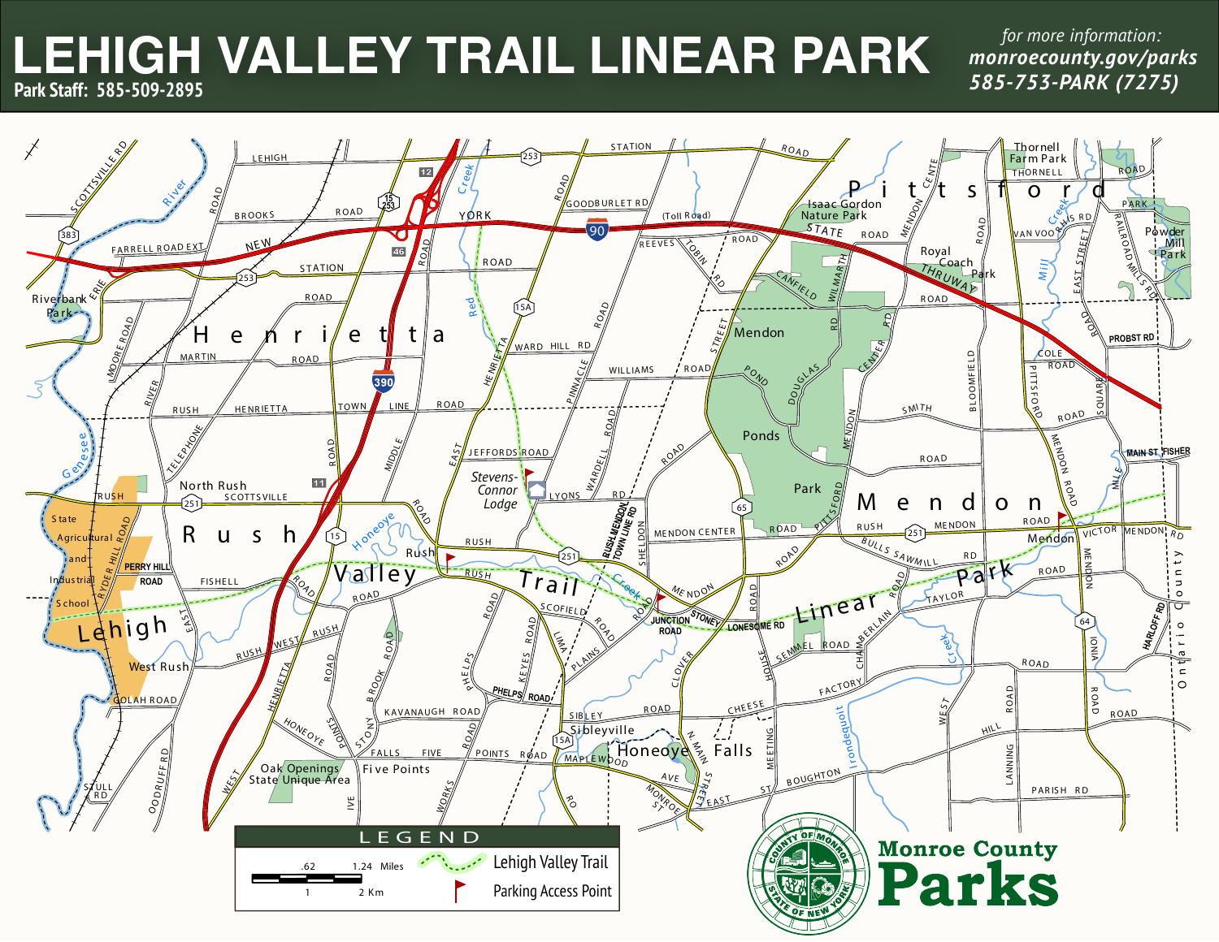# LEHIGH VALLEY TRAIL LINEAR PARK

**Park Staff: 585-509-2895**

*for more information:*
***monroecounty.gov/parks***
***585-753-PARK (7275)***

## LEGEND

- .62 / 1.24 Miles
- 1 / 2 Km
- Lehigh Valley Trail
- Parking Access Point

**Monroe County Parks**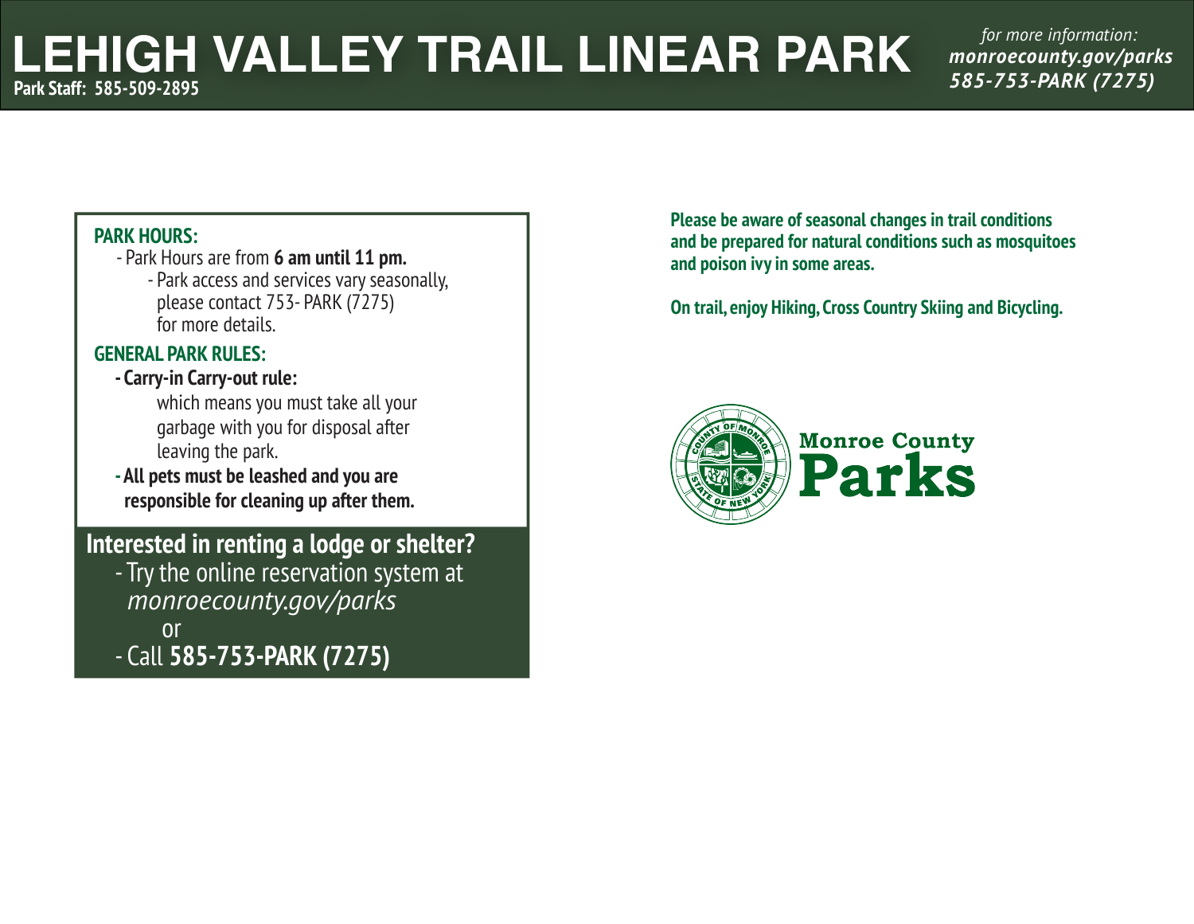# LEHIGH VALLEY TRAIL LINEAR PARK

**Park Staff: 585-509-2895**

*for more information:*
***monroecounty.gov/parks***
***585-753-PARK (7275)***

**PARK HOURS:**

- Park Hours are from **6 am until 11 pm.**
  - Park access and services vary seasonally, please contact 753- PARK (7275) for more details.

**GENERAL PARK RULES:**

- **Carry-in Carry-out rule:** which means you must take all your garbage with you for disposal after leaving the park.
- **All pets must be leashed and you are responsible for cleaning up after them.**

**Interested in renting a lodge or shelter?**

- Try the online reservation system at *monroecounty.gov/parks*

  or

- Call **585-753-PARK (7275)**

**Please be aware of seasonal changes in trail conditions and be prepared for natural conditions such as mosquitoes and poison ivy in some areas.**

**On trail, enjoy Hiking, Cross Country Skiing and Bicycling.**

COUNTY OF MONROE · STATE OF NEW YORK

**Monroe County Parks**